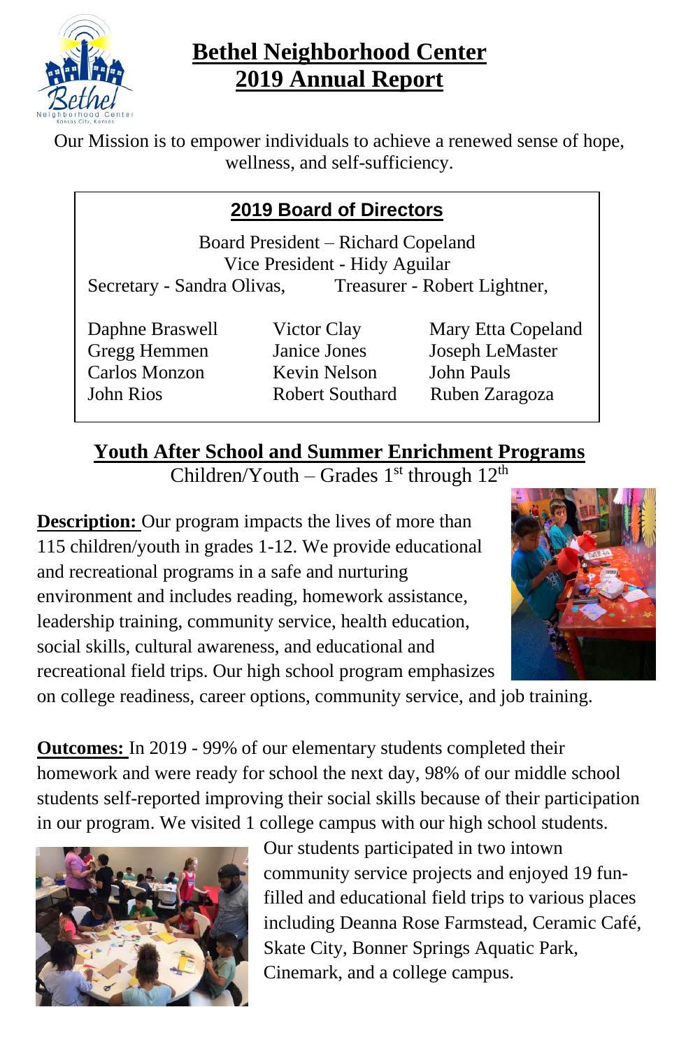# Bethel Neighborhood Center
# 2019 Annual Report

Our Mission is to empower individuals to achieve a renewed sense of hope, wellness, and self-sufficiency.

## 2019 Board of Directors

Board President – Richard Copeland
Vice President - Hidy Aguilar
Secretary - Sandra Olivas, Treasurer - Robert Lightner,

| | | |
|---|---|---|
| Daphne Braswell | Victor Clay | Mary Etta Copeland |
| Gregg Hemmen | Janice Jones | Joseph LeMaster |
| Carlos Monzon | Kevin Nelson | John Pauls |
| John Rios | Robert Southard | Ruben Zaragoza |

## Youth After School and Summer Enrichment Programs

Children/Youth – Grades 1st through 12th

**Description:** Our program impacts the lives of more than 115 children/youth in grades 1-12. We provide educational and recreational programs in a safe and nurturing environment and includes reading, homework assistance, leadership training, community service, health education, social skills, cultural awareness, and educational and recreational field trips. Our high school program emphasizes on college readiness, career options, community service, and job training.

**Outcomes:** In 2019 - 99% of our elementary students completed their homework and were ready for school the next day, 98% of our middle school students self-reported improving their social skills because of their participation in our program. We visited 1 college campus with our high school students. Our students participated in two intown community service projects and enjoyed 19 fun-filled and educational field trips to various places including Deanna Rose Farmstead, Ceramic Café, Skate City, Bonner Springs Aquatic Park, Cinemark, and a college campus.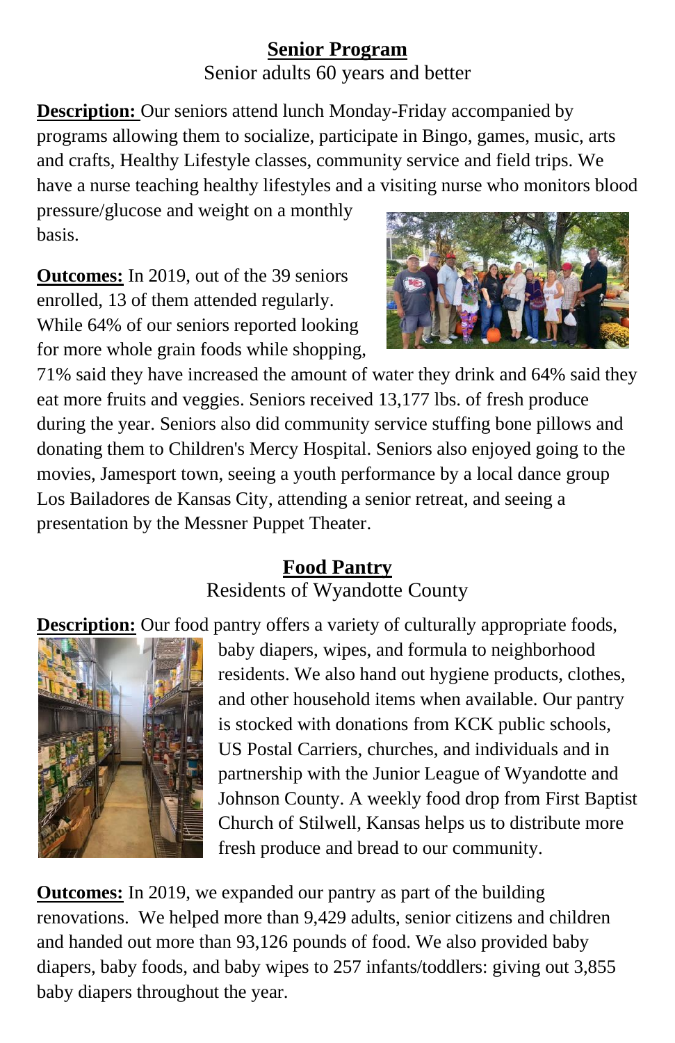## Senior Program

Senior adults 60 years and better

**Description:** Our seniors attend lunch Monday-Friday accompanied by programs allowing them to socialize, participate in Bingo, games, music, arts and crafts, Healthy Lifestyle classes, community service and field trips. We have a nurse teaching healthy lifestyles and a visiting nurse who monitors blood pressure/glucose and weight on a monthly basis.

**Outcomes:** In 2019, out of the 39 seniors enrolled, 13 of them attended regularly. While 64% of our seniors reported looking for more whole grain foods while shopping, 71% said they have increased the amount of water they drink and 64% said they eat more fruits and veggies. Seniors received 13,177 lbs. of fresh produce during the year. Seniors also did community service stuffing bone pillows and donating them to Children's Mercy Hospital. Seniors also enjoyed going to the movies, Jamesport town, seeing a youth performance by a local dance group Los Bailadores de Kansas City, attending a senior retreat, and seeing a presentation by the Messner Puppet Theater.

## Food Pantry

Residents of Wyandotte County

**Description:** Our food pantry offers a variety of culturally appropriate foods, baby diapers, wipes, and formula to neighborhood residents. We also hand out hygiene products, clothes, and other household items when available. Our pantry is stocked with donations from KCK public schools, US Postal Carriers, churches, and individuals and in partnership with the Junior League of Wyandotte and Johnson County. A weekly food drop from First Baptist Church of Stilwell, Kansas helps us to distribute more fresh produce and bread to our community.

**Outcomes:** In 2019, we expanded our pantry as part of the building renovations. We helped more than 9,429 adults, senior citizens and children and handed out more than 93,126 pounds of food. We also provided baby diapers, baby foods, and baby wipes to 257 infants/toddlers: giving out 3,855 baby diapers throughout the year.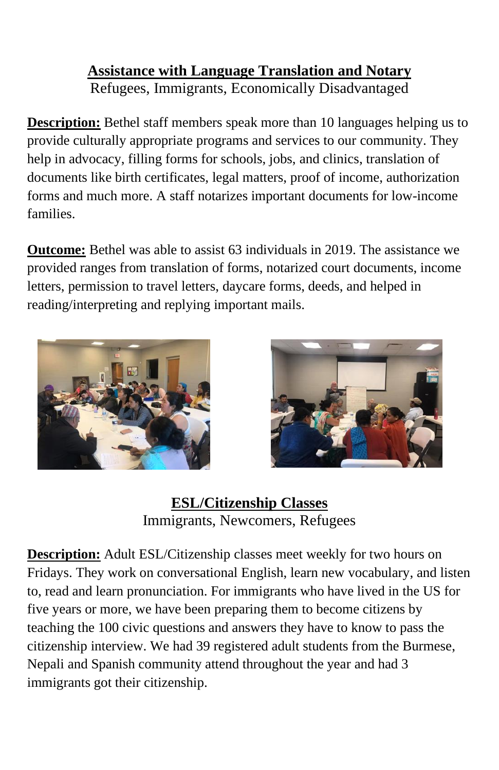## Assistance with Language Translation and Notary

Refugees, Immigrants, Economically Disadvantaged

**Description:** Bethel staff members speak more than 10 languages helping us to provide culturally appropriate programs and services to our community. They help in advocacy, filling forms for schools, jobs, and clinics, translation of documents like birth certificates, legal matters, proof of income, authorization forms and much more. A staff notarizes important documents for low-income families.

**Outcome:** Bethel was able to assist 63 individuals in 2019. The assistance we provided ranges from translation of forms, notarized court documents, income letters, permission to travel letters, daycare forms, deeds, and helped in reading/interpreting and replying important mails.

## ESL/Citizenship Classes

Immigrants, Newcomers, Refugees

**Description:** Adult ESL/Citizenship classes meet weekly for two hours on Fridays. They work on conversational English, learn new vocabulary, and listen to, read and learn pronunciation. For immigrants who have lived in the US for five years or more, we have been preparing them to become citizens by teaching the 100 civic questions and answers they have to know to pass the citizenship interview. We had 39 registered adult students from the Burmese, Nepali and Spanish community attend throughout the year and had 3 immigrants got their citizenship.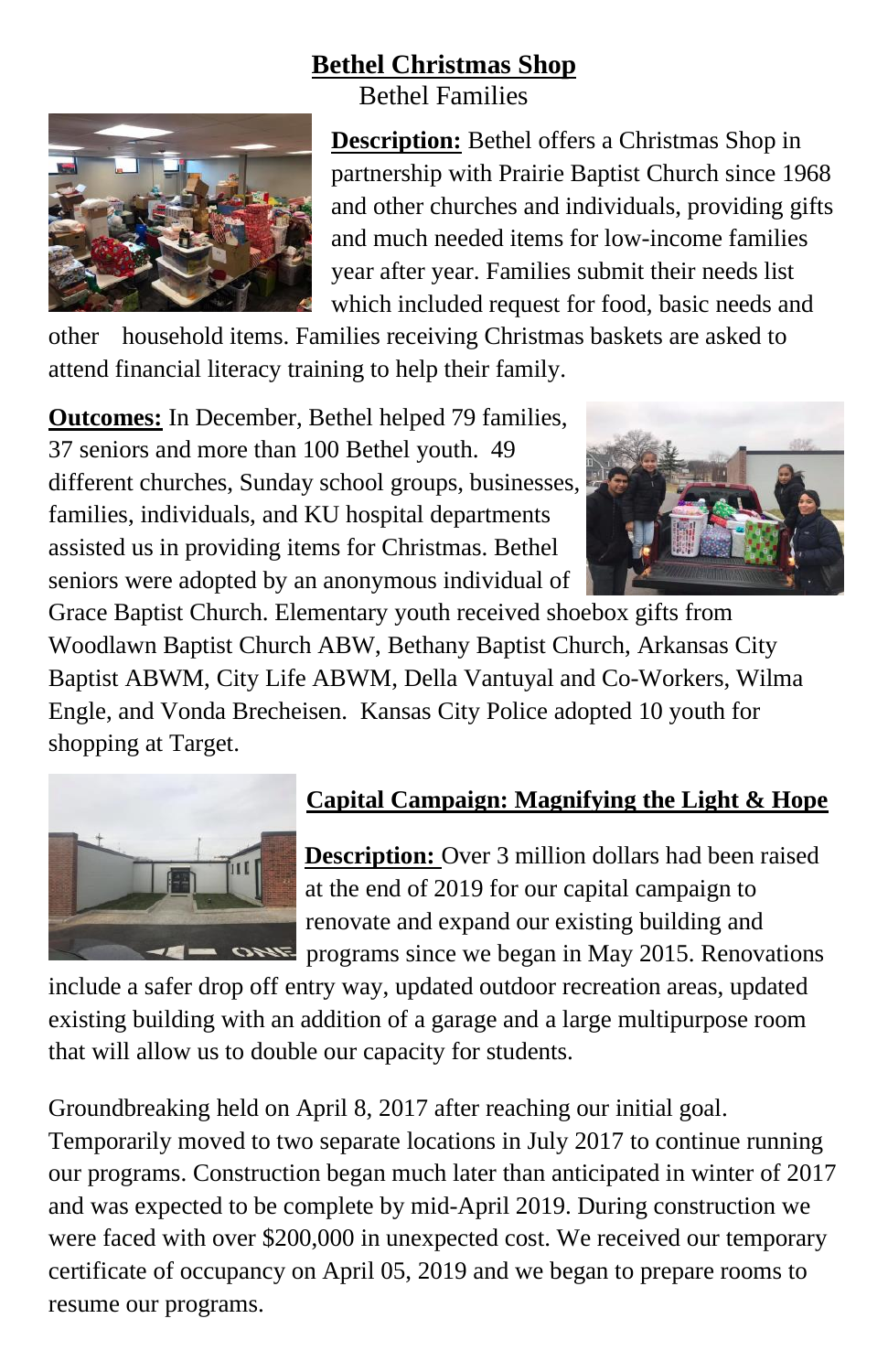## Bethel Christmas Shop

Bethel Families

**Description:** Bethel offers a Christmas Shop in partnership with Prairie Baptist Church since 1968 and other churches and individuals, providing gifts and much needed items for low-income families year after year. Families submit their needs list which included request for food, basic needs and other household items. Families receiving Christmas baskets are asked to attend financial literacy training to help their family.

**Outcomes:** In December, Bethel helped 79 families, 37 seniors and more than 100 Bethel youth. 49 different churches, Sunday school groups, businesses, families, individuals, and KU hospital departments assisted us in providing items for Christmas. Bethel seniors were adopted by an anonymous individual of Grace Baptist Church. Elementary youth received shoebox gifts from Woodlawn Baptist Church ABW, Bethany Baptist Church, Arkansas City Baptist ABWM, City Life ABWM, Della Vantuyal and Co-Workers, Wilma Engle, and Vonda Brecheisen. Kansas City Police adopted 10 youth for shopping at Target.

## Capital Campaign: Magnifying the Light & Hope

**Description:** Over 3 million dollars had been raised at the end of 2019 for our capital campaign to renovate and expand our existing building and programs since we began in May 2015. Renovations include a safer drop off entry way, updated outdoor recreation areas, updated existing building with an addition of a garage and a large multipurpose room that will allow us to double our capacity for students.

Groundbreaking held on April 8, 2017 after reaching our initial goal. Temporarily moved to two separate locations in July 2017 to continue running our programs. Construction began much later than anticipated in winter of 2017 and was expected to be complete by mid-April 2019. During construction we were faced with over $200,000 in unexpected cost. We received our temporary certificate of occupancy on April 05, 2019 and we began to prepare rooms to resume our programs.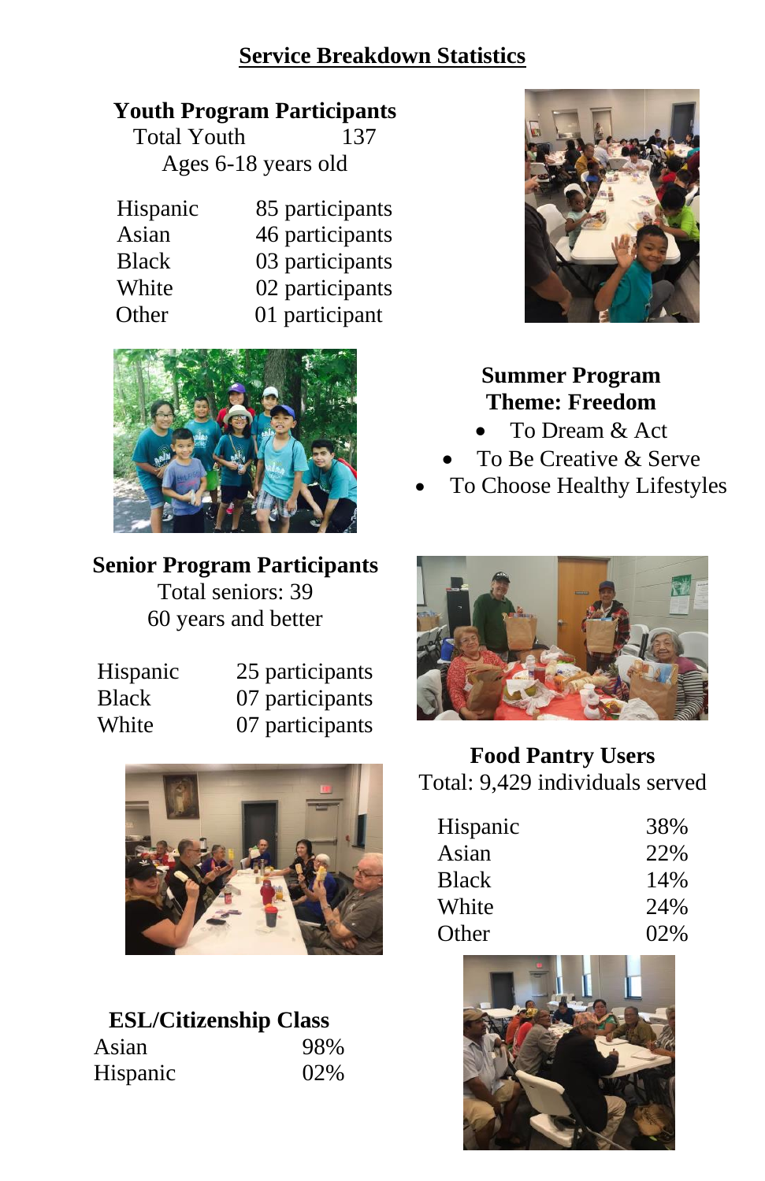# Service Breakdown Statistics

## Youth Program Participants

Total Youth 137

Ages 6-18 years old

| | |
|---|---|
| Hispanic | 85 participants |
| Asian | 46 participants |
| Black | 03 participants |
| White | 02 participants |
| Other | 01 participant |

## Summer Program Theme: Freedom

- To Dream & Act
- To Be Creative & Serve
- To Choose Healthy Lifestyles

## Senior Program Participants

Total seniors: 39

60 years and better

| | |
|---|---|
| Hispanic | 25 participants |
| Black | 07 participants |
| White | 07 participants |

## Food Pantry Users

Total: 9,429 individuals served

| | |
|---|---|
| Hispanic | 38% |
| Asian | 22% |
| Black | 14% |
| White | 24% |
| Other | 02% |

## ESL/Citizenship Class

| | |
|---|---|
| Asian | 98% |
| Hispanic | 02% |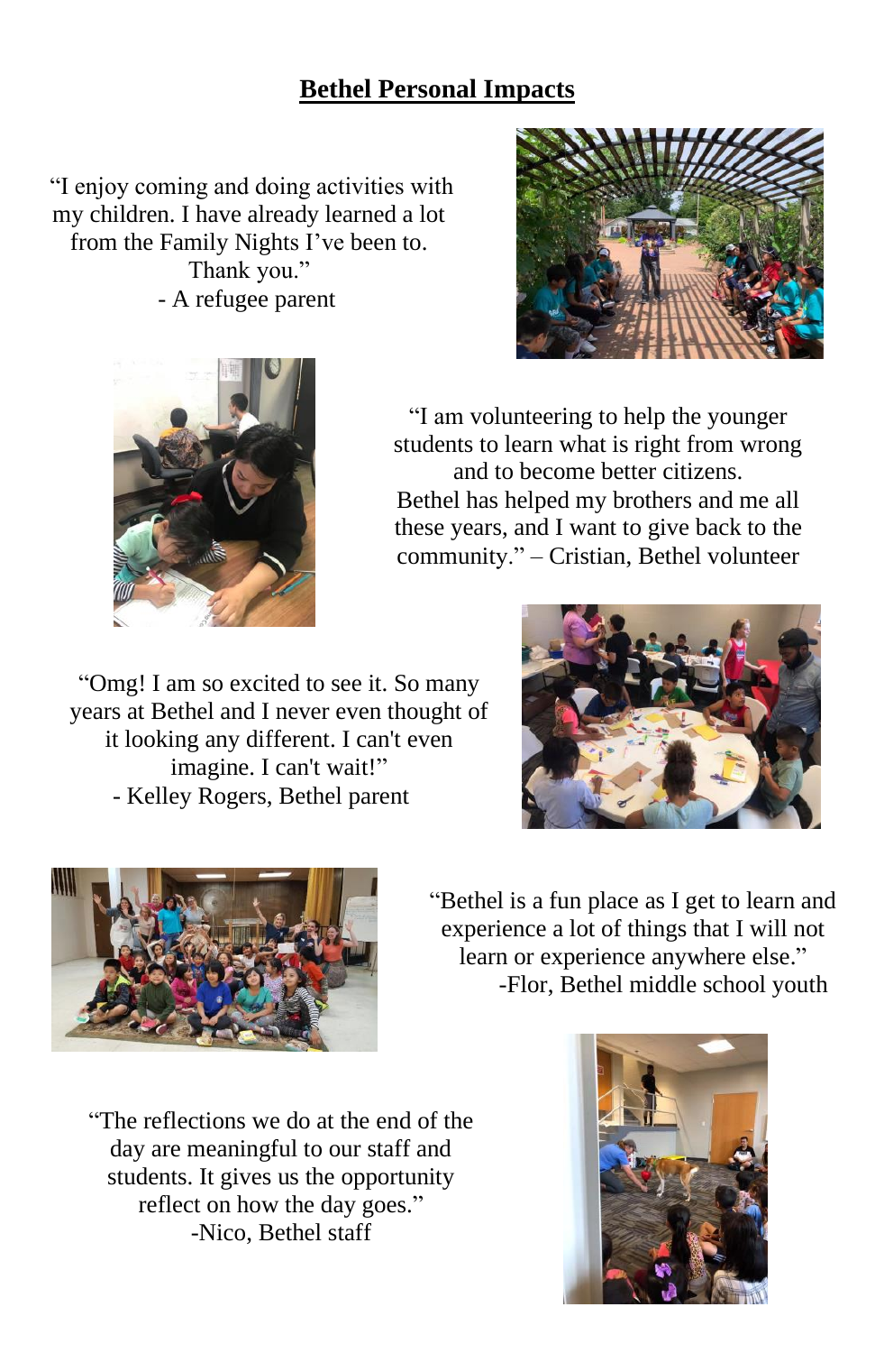# Bethel Personal Impacts

"I enjoy coming and doing activities with my children. I have already learned a lot from the Family Nights I've been to. Thank you."
- A refugee parent

"I am volunteering to help the younger students to learn what is right from wrong and to become better citizens. Bethel has helped my brothers and me all these years, and I want to give back to the community." – Cristian, Bethel volunteer

"Omg! I am so excited to see it. So many years at Bethel and I never even thought of it looking any different. I can't even imagine. I can't wait!"
- Kelley Rogers, Bethel parent

"Bethel is a fun place as I get to learn and experience a lot of things that I will not learn or experience anywhere else."
-Flor, Bethel middle school youth

"The reflections we do at the end of the day are meaningful to our staff and students. It gives us the opportunity reflect on how the day goes."
-Nico, Bethel staff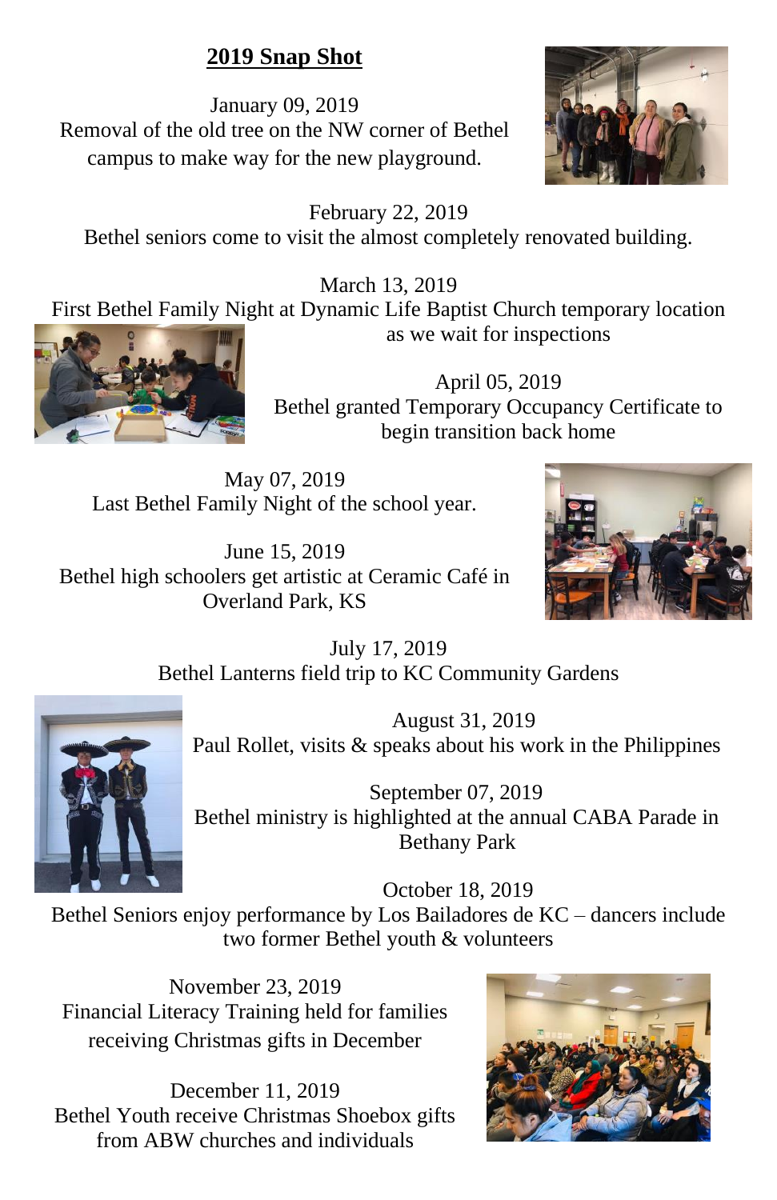## 2019 Snap Shot

January 09, 2019
Removal of the old tree on the NW corner of Bethel campus to make way for the new playground.

February 22, 2019
Bethel seniors come to visit the almost completely renovated building.

March 13, 2019
First Bethel Family Night at Dynamic Life Baptist Church temporary location as we wait for inspections

April 05, 2019
Bethel granted Temporary Occupancy Certificate to begin transition back home

May 07, 2019
Last Bethel Family Night of the school year.

June 15, 2019
Bethel high schoolers get artistic at Ceramic Café in Overland Park, KS

July 17, 2019
Bethel Lanterns field trip to KC Community Gardens

August 31, 2019
Paul Rollet, visits & speaks about his work in the Philippines

September 07, 2019
Bethel ministry is highlighted at the annual CABA Parade in Bethany Park

October 18, 2019
Bethel Seniors enjoy performance by Los Bailadores de KC – dancers include two former Bethel youth & volunteers

November 23, 2019
Financial Literacy Training held for families receiving Christmas gifts in December

December 11, 2019
Bethel Youth receive Christmas Shoebox gifts from ABW churches and individuals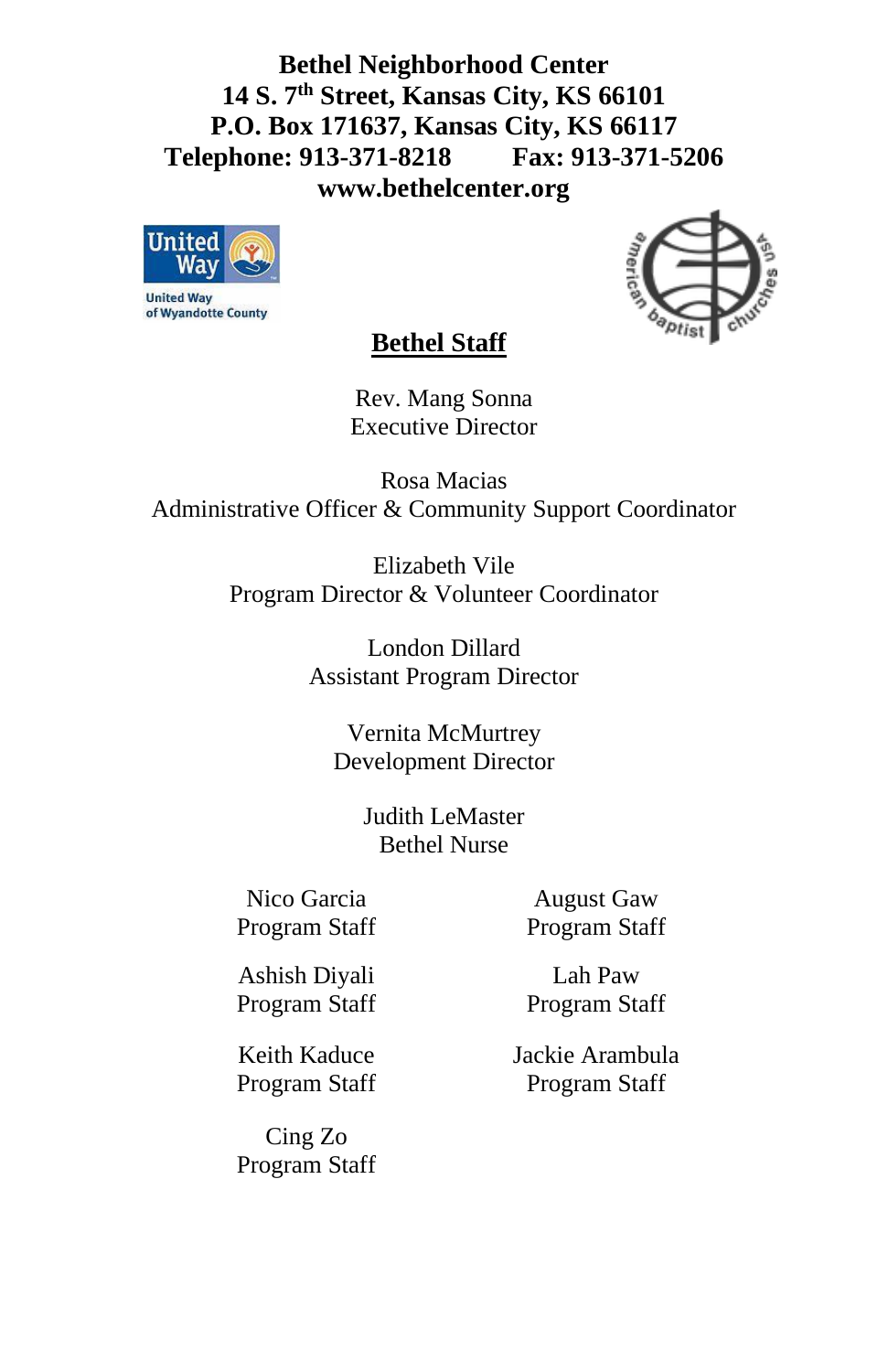**Bethel Neighborhood Center**
**14 S. 7th Street, Kansas City, KS 66101**
**P.O. Box 171637, Kansas City, KS 66117**
**Telephone: 913-371-8218 Fax: 913-371-5206**
**www.bethelcenter.org**

United Way of Wyandotte County

## Bethel Staff

Rev. Mang Sonna
Executive Director

Rosa Macias
Administrative Officer & Community Support Coordinator

Elizabeth Vile
Program Director & Volunteer Coordinator

London Dillard
Assistant Program Director

Vernita McMurtrey
Development Director

Judith LeMaster
Bethel Nurse

Nico Garcia
Program Staff

August Gaw
Program Staff

Ashish Diyali
Program Staff

Lah Paw
Program Staff

Keith Kaduce
Program Staff

Jackie Arambula
Program Staff

Cing Zo
Program Staff